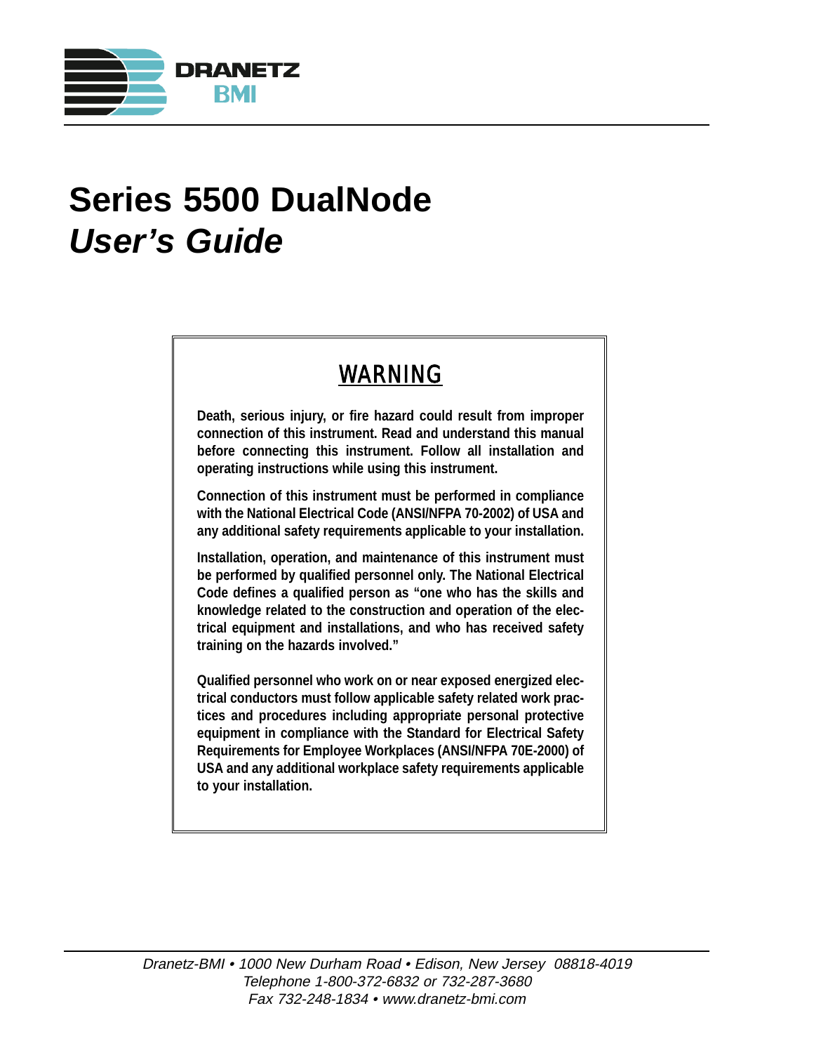DRANETZ BMI

# Series 5500 DualNode

# *User's Guide*

## WARNING

**Death, serious injury, or fire hazard could result from improper connection of this instrument. Read and understand this manual before connecting this instrument. Follow all installation and operating instructions while using this instrument.**

**Connection of this instrument must be performed in compliance with the National Electrical Code (ANSI/NFPA 70-2002) of USA and any additional safety requirements applicable to your installation.**

**Installation, operation, and maintenance of this instrument must be performed by qualified personnel only. The National Electrical Code defines a qualified person as "one who has the skills and knowledge related to the construction and operation of the electrical equipment and installations, and who has received safety training on the hazards involved."**

**Qualified personnel who work on or near exposed energized electrical conductors must follow applicable safety related work practices and procedures including appropriate personal protective equipment in compliance with the Standard for Electrical Safety Requirements for Employee Workplaces (ANSI/NFPA 70E-2000) of USA and any additional workplace safety requirements applicable to your installation.**

*Dranetz-BMI • 1000 New Durham Road • Edison, New Jersey 08818-4019*
*Telephone 1-800-372-6832 or 732-287-3680*
*Fax 732-248-1834 • www.dranetz-bmi.com*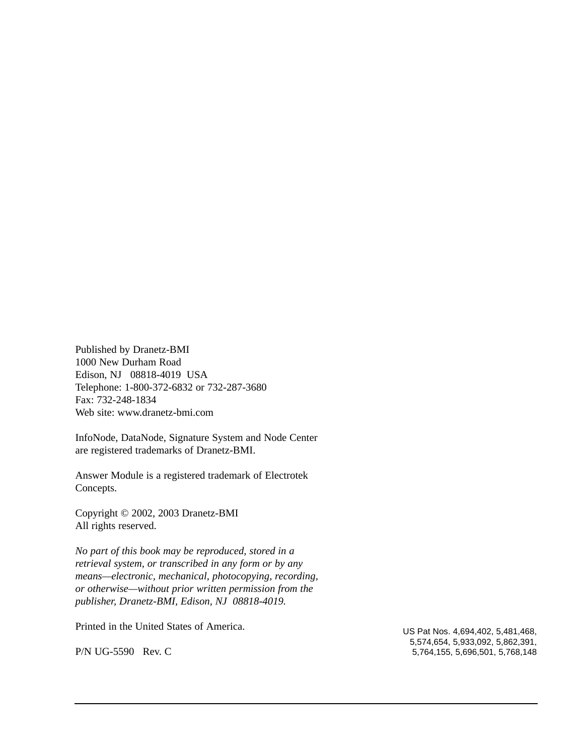Published by Dranetz-BMI
1000 New Durham Road
Edison, NJ 08818-4019 USA
Telephone: 1-800-372-6832 or 732-287-3680
Fax: 732-248-1834
Web site: www.dranetz-bmi.com

InfoNode, DataNode, Signature System and Node Center are registered trademarks of Dranetz-BMI.

Answer Module is a registered trademark of Electrotek Concepts.

Copyright © 2002, 2003 Dranetz-BMI
All rights reserved.

*No part of this book may be reproduced, stored in a retrieval system, or transcribed in any form or by any means—electronic, mechanical, photocopying, recording, or otherwise—without prior written permission from the publisher, Dranetz-BMI, Edison, NJ 08818-4019.*

Printed in the United States of America.

P/N UG-5590 Rev. C

US Pat Nos. 4,694,402, 5,481,468, 5,574,654, 5,933,092, 5,862,391, 5,764,155, 5,696,501, 5,768,148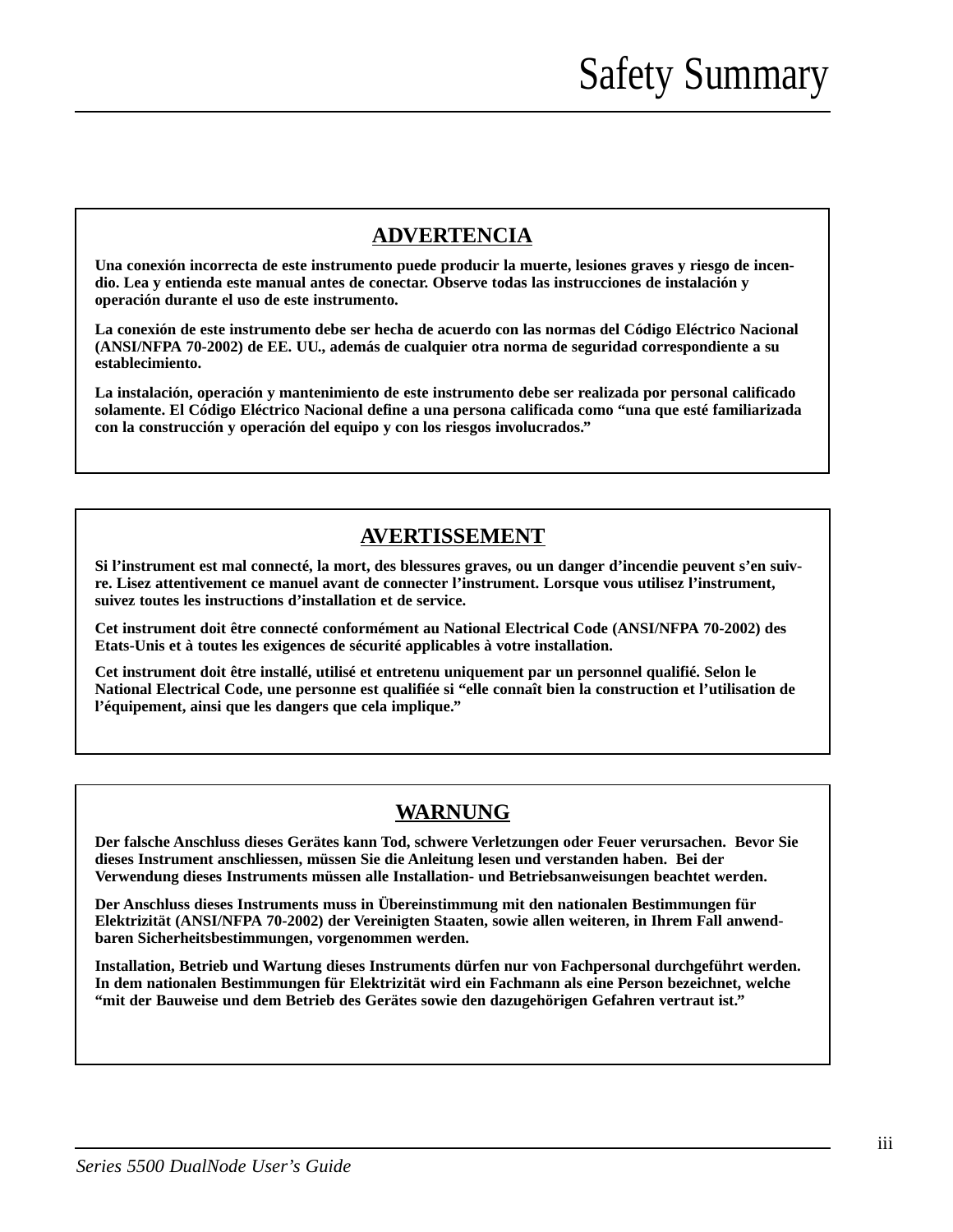# Safety Summary

## ADVERTENCIA

**Una conexión incorrecta de este instrumento puede producir la muerte, lesiones graves y riesgo de incendio. Lea y entienda este manual antes de conectar. Observe todas las instrucciones de instalación y operación durante el uso de este instrumento.**

**La conexión de este instrumento debe ser hecha de acuerdo con las normas del Código Eléctrico Nacional (ANSI/NFPA 70-2002) de EE. UU., además de cualquier otra norma de seguridad correspondiente a su establecimiento.**

**La instalación, operación y mantenimiento de este instrumento debe ser realizada por personal calificado solamente. El Código Eléctrico Nacional define a una persona calificada como "una que esté familiarizada con la construcción y operación del equipo y con los riesgos involucrados."**

## AVERTISSEMENT

**Si l'instrument est mal connecté, la mort, des blessures graves, ou un danger d'incendie peuvent s'en suivre. Lisez attentivement ce manuel avant de connecter l'instrument. Lorsque vous utilisez l'instrument, suivez toutes les instructions d'installation et de service.**

**Cet instrument doit être connecté conformément au National Electrical Code (ANSI/NFPA 70-2002) des Etats-Unis et à toutes les exigences de sécurité applicables à votre installation.**

**Cet instrument doit être installé, utilisé et entretenu uniquement par un personnel qualifié. Selon le National Electrical Code, une personne est qualifiée si "elle connaît bien la construction et l'utilisation de l'équipement, ainsi que les dangers que cela implique."**

## WARNUNG

**Der falsche Anschluss dieses Gerätes kann Tod, schwere Verletzungen oder Feuer verursachen. Bevor Sie dieses Instrument anschliessen, müssen Sie die Anleitung lesen und verstanden haben. Bei der Verwendung dieses Instruments müssen alle Installation- und Betriebsanweisungen beachtet werden.**

**Der Anschluss dieses Instruments muss in Übereinstimmung mit den nationalen Bestimmungen für Elektrizität (ANSI/NFPA 70-2002) der Vereinigten Staaten, sowie allen weiteren, in Ihrem Fall anwendbaren Sicherheitsbestimmungen, vorgenommen werden.**

**Installation, Betrieb und Wartung dieses Instruments dürfen nur von Fachpersonal durchgeführt werden. In dem nationalen Bestimmungen für Elektrizität wird ein Fachmann als eine Person bezeichnet, welche "mit der Bauweise und dem Betrieb des Gerätes sowie den dazugehörigen Gefahren vertraut ist."**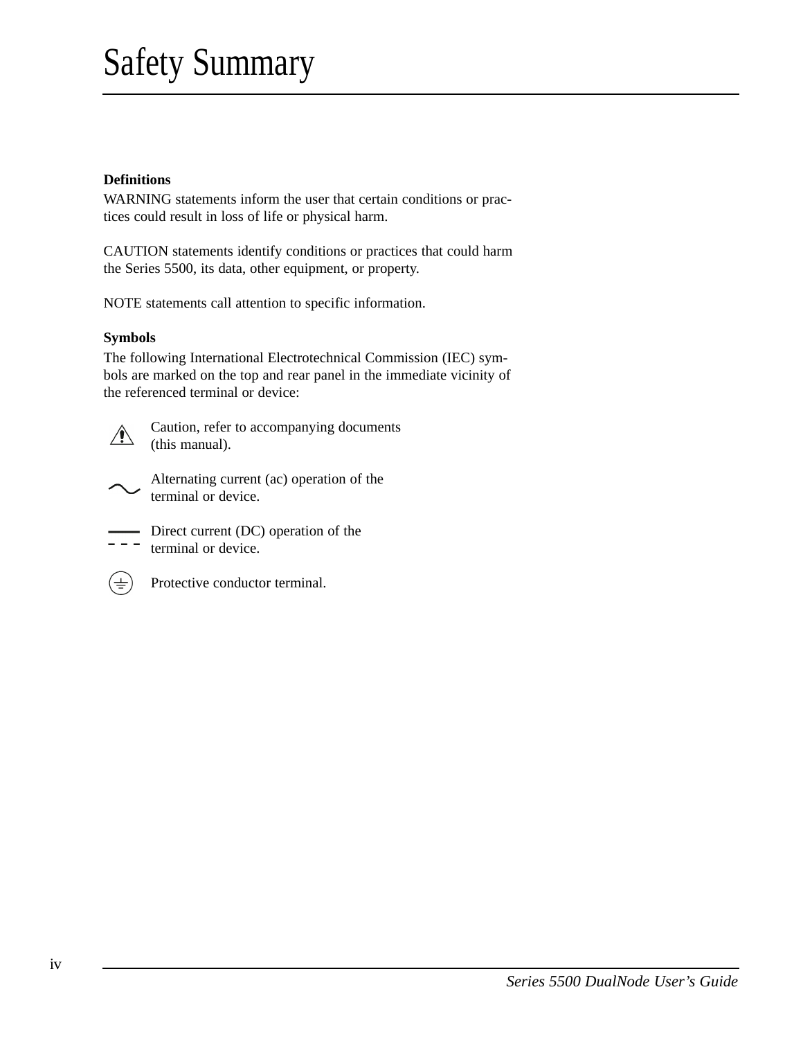# Safety Summary

**Definitions**

WARNING statements inform the user that certain conditions or practices could result in loss of life or physical harm.

CAUTION statements identify conditions or practices that could harm the Series 5500, its data, other equipment, or property.

NOTE statements call attention to specific information.

**Symbols**

The following International Electrotechnical Commission (IEC) symbols are marked on the top and rear panel in the immediate vicinity of the referenced terminal or device:

⚠ Caution, refer to accompanying documents (this manual).

∼ Alternating current (ac) operation of the terminal or device.

⎓ Direct current (DC) operation of the terminal or device.

⏚ Protective conductor terminal.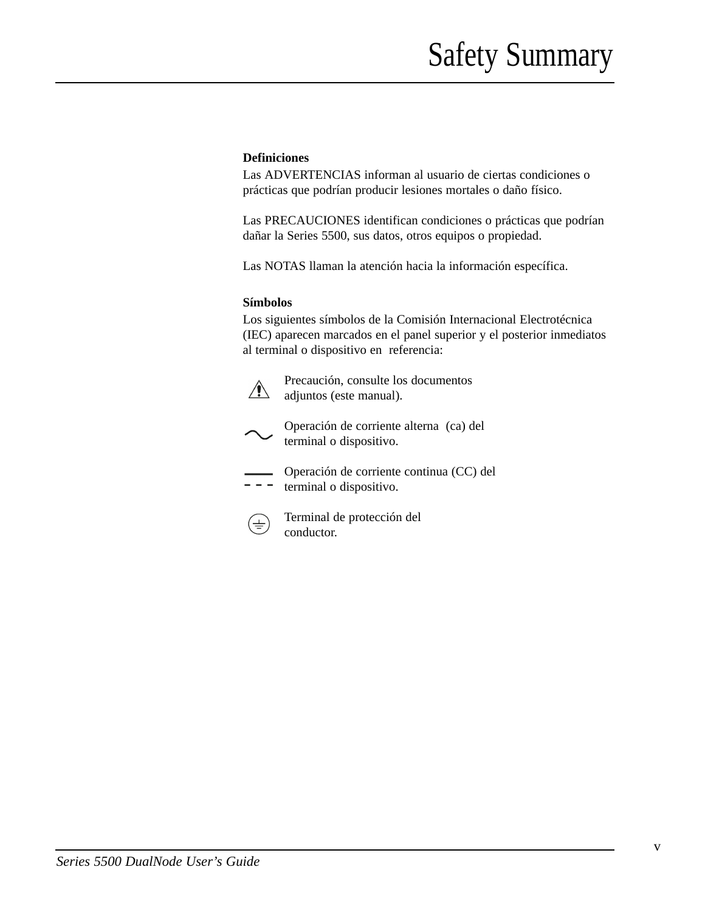# Safety Summary

**Definiciones**

Las ADVERTENCIAS informan al usuario de ciertas condiciones o prácticas que podrían producir lesiones mortales o daño físico.

Las PRECAUCIONES identifican condiciones o prácticas que podrían dañar la Series 5500, sus datos, otros equipos o propiedad.

Las NOTAS llaman la atención hacia la información específica.

**Símbolos**

Los siguientes símbolos de la Comisión Internacional Electrotécnica (IEC) aparecen marcados en el panel superior y el posterior inmediatos al terminal o dispositivo en referencia:

⚠ Precaución, consulte los documentos adjuntos (este manual).

∼ Operación de corriente alterna (ca) del terminal o dispositivo.

⎓ Operación de corriente continua (CC) del terminal o dispositivo.

⏚ Terminal de protección del conductor.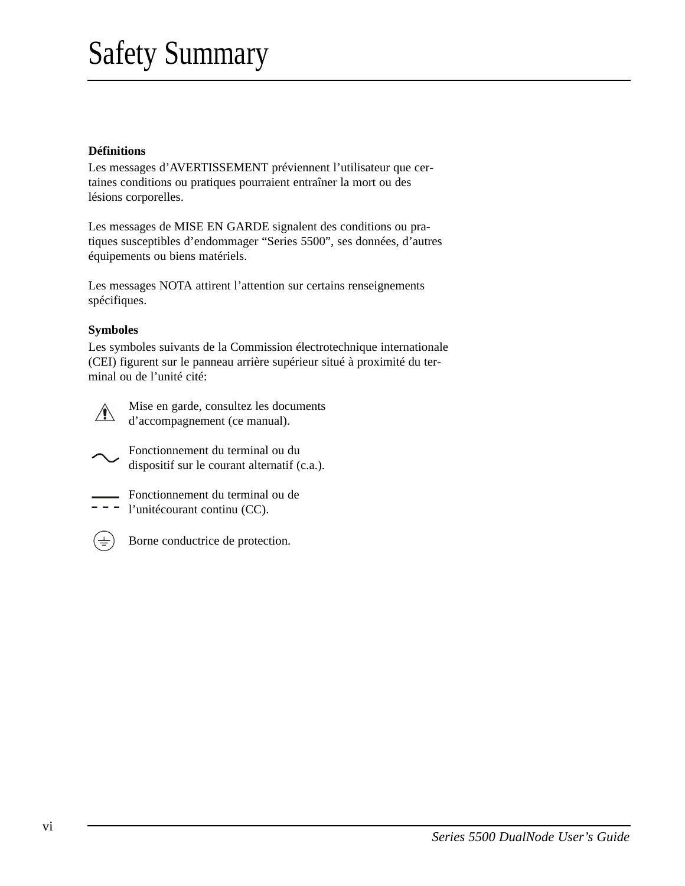# Safety Summary

**Définitions**

Les messages d'AVERTISSEMENT préviennent l'utilisateur que certaines conditions ou pratiques pourraient entraîner la mort ou des lésions corporelles.

Les messages de MISE EN GARDE signalent des conditions ou pratiques susceptibles d'endommager "Series 5500", ses données, d'autres équipements ou biens matériels.

Les messages NOTA attirent l'attention sur certains renseignements spécifiques.

**Symboles**

Les symboles suivants de la Commission électrotechnique internationale (CEI) figurent sur le panneau arrière supérieur situé à proximité du terminal ou de l'unité cité:

⚠ Mise en garde, consultez les documents d'accompagnement (ce manual).

∼ Fonctionnement du terminal ou du dispositif sur le courant alternatif (c.a.).

⎓ Fonctionnement du terminal ou de l'unitécourant continu (CC).

⏚ Borne conductrice de protection.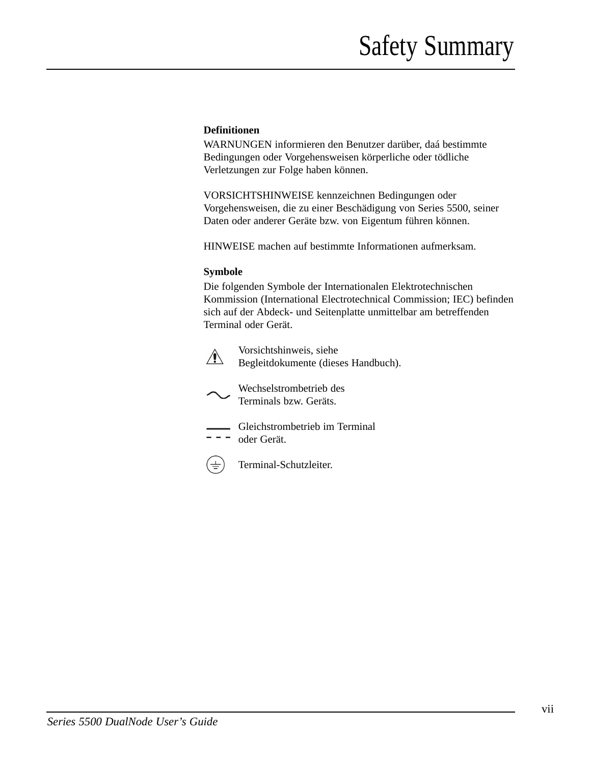# Safety Summary

**Definitionen**

WARNUNGEN informieren den Benutzer darüber, daá bestimmte Bedingungen oder Vorgehensweisen körperliche oder tödliche Verletzungen zur Folge haben können.

VORSICHTSHINWEISE kennzeichnen Bedingungen oder Vorgehensweisen, die zu einer Beschädigung von Series 5500, seiner Daten oder anderer Geräte bzw. von Eigentum führen können.

HINWEISE machen auf bestimmte Informationen aufmerksam.

**Symbole**

Die folgenden Symbole der Internationalen Elektrotechnischen Kommission (International Electrotechnical Commission; IEC) befinden sich auf der Abdeck- und Seitenplatte unmittelbar am betreffenden Terminal oder Gerät.

⚠ Vorsichtshinweis, siehe Begleitdokumente (dieses Handbuch).

～ Wechselstrombetrieb des Terminals bzw. Geräts.

⎓ Gleichstrombetrieb im Terminal oder Gerät.

⏚ Terminal-Schutzleiter.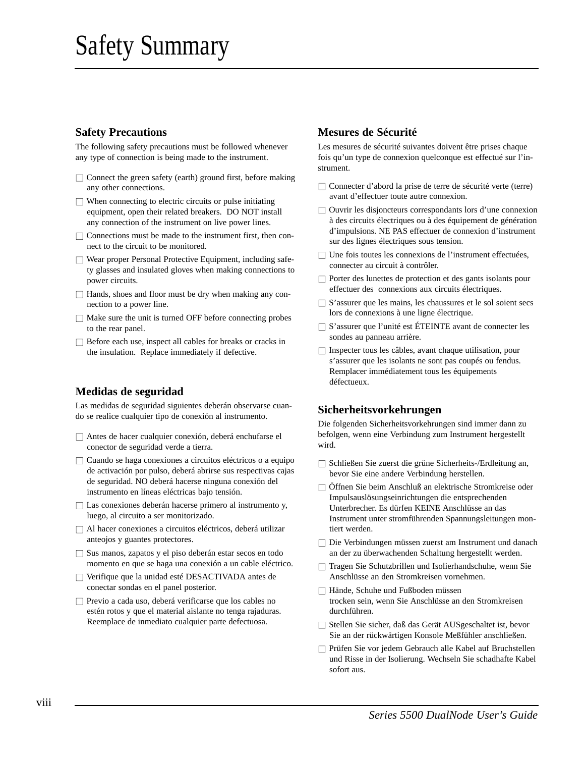# Safety Summary

## Safety Precautions

The following safety precautions must be followed whenever any type of connection is being made to the instrument.

- Connect the green safety (earth) ground first, before making any other connections.
- When connecting to electric circuits or pulse initiating equipment, open their related breakers. DO NOT install any connection of the instrument on live power lines.
- Connections must be made to the instrument first, then connect to the circuit to be monitored.
- Wear proper Personal Protective Equipment, including safety glasses and insulated gloves when making connections to power circuits.
- Hands, shoes and floor must be dry when making any connection to a power line.
- Make sure the unit is turned OFF before connecting probes to the rear panel.
- Before each use, inspect all cables for breaks or cracks in the insulation. Replace immediately if defective.

## Medidas de seguridad

Las medidas de seguridad siguientes deberán observarse cuando se realice cualquier tipo de conexión al instrumento.

- Antes de hacer cualquier conexión, deberá enchufarse el conector de seguridad verde a tierra.
- Cuando se haga conexiones a circuitos eléctricos o a equipo de activación por pulso, deberá abrirse sus respectivas cajas de seguridad. NO deberá hacerse ninguna conexión del instrumento en líneas eléctricas bajo tensión.
- Las conexiones deberán hacerse primero al instrumento y, luego, al circuito a ser monitorizado.
- Al hacer conexiones a circuitos eléctricos, deberá utilizar anteojos y guantes protectores.
- Sus manos, zapatos y el piso deberán estar secos en todo momento en que se haga una conexión a un cable eléctrico.
- Verifique que la unidad esté DESACTIVADA antes de conectar sondas en el panel posterior.
- Previo a cada uso, deberá verificarse que los cables no estén rotos y que el material aislante no tenga rajaduras. Reemplace de inmediato cualquier parte defectuosa.

## Mesures de Sécurité

Les mesures de sécurité suivantes doivent être prises chaque fois qu'un type de connexion quelconque est effectué sur l'instrument.

- Connecter d'abord la prise de terre de sécurité verte (terre) avant d'effectuer toute autre connexion.
- Ouvrir les disjoncteurs correspondants lors d'une connexion à des circuits électriques ou à des équipement de génération d'impulsions. NE PAS effectuer de connexion d'instrument sur des lignes électriques sous tension.
- Une fois toutes les connexions de l'instrument effectuées, connecter au circuit à contrôler.
- Porter des lunettes de protection et des gants isolants pour effectuer des connexions aux circuits électriques.
- S'assurer que les mains, les chaussures et le sol soient secs lors de connexions à une ligne électrique.
- S'assurer que l'unité est ÉTEINTE avant de connecter les sondes au panneau arrière.
- Inspecter tous les câbles, avant chaque utilisation, pour s'assurer que les isolants ne sont pas coupés ou fendus. Remplacer immédiatement tous les équipements défectueux.

## Sicherheitsvorkehrungen

Die folgenden Sicherheitsvorkehrungen sind immer dann zu befolgen, wenn eine Verbindung zum Instrument hergestellt wird.

- Schließen Sie zuerst die grüne Sicherheits-/Erdleitung an, bevor Sie eine andere Verbindung herstellen.
- Öffnen Sie beim Anschluß an elektrische Stromkreise oder Impulsauslösungseinrichtungen die entsprechenden Unterbrecher. Es dürfen KEINE Anschlüsse an das Instrument unter stromführenden Spannungsleitungen montiert werden.
- Die Verbindungen müssen zuerst am Instrument und danach an der zu überwachenden Schaltung hergestellt werden.
- Tragen Sie Schutzbrillen und Isolierhandschuhe, wenn Sie Anschlüsse an den Stromkreisen vornehmen.
- Hände, Schuhe und Fußboden müssen trocken sein, wenn Sie Anschlüsse an den Stromkreisen durchführen.
- Stellen Sie sicher, daß das Gerät AUSgeschaltet ist, bevor Sie an der rückwärtigen Konsole Meßfühler anschließen.
- Prüfen Sie vor jedem Gebrauch alle Kabel auf Bruchstellen und Risse in der Isolierung. Wechseln Sie schadhafte Kabel sofort aus.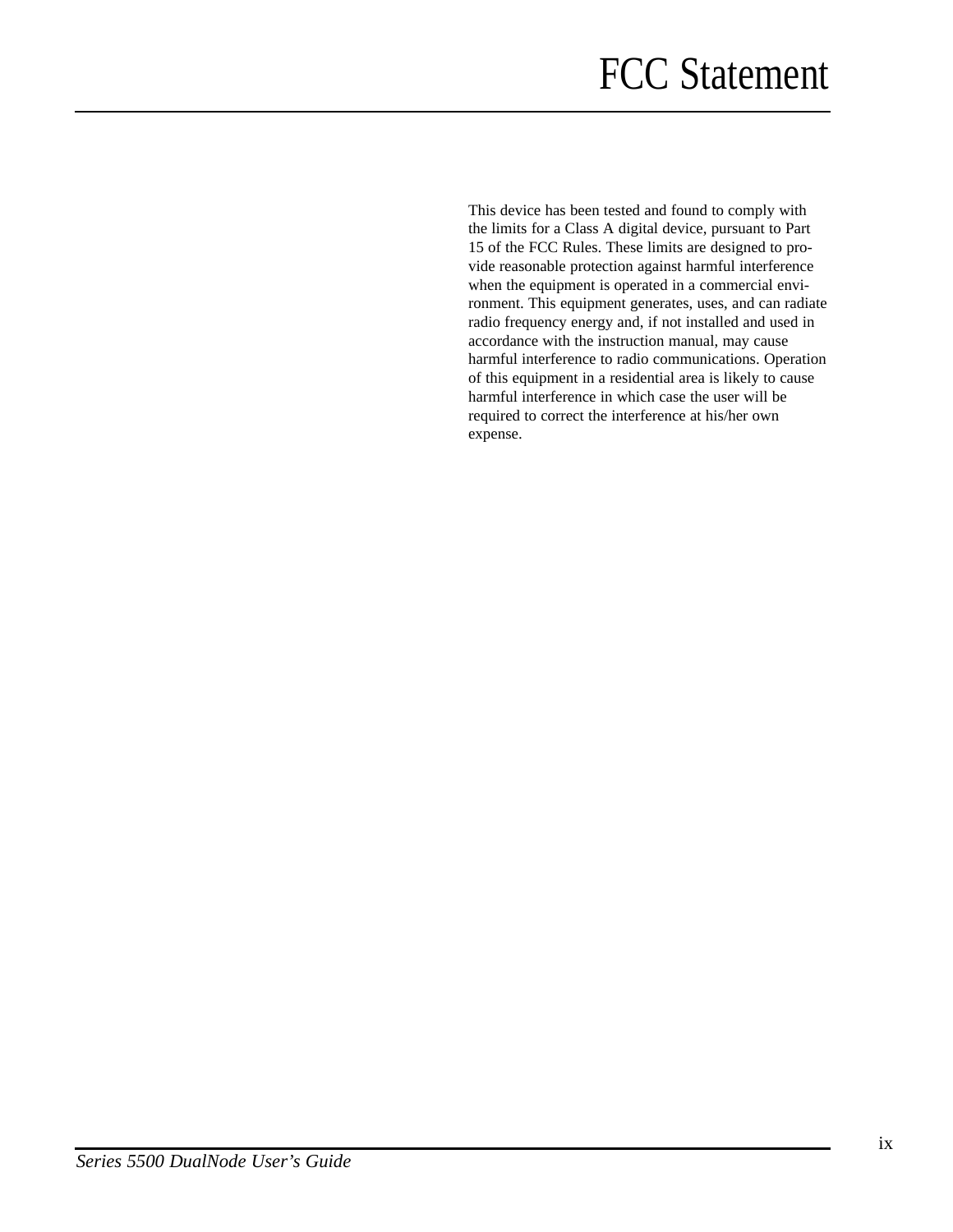# FCC Statement

This device has been tested and found to comply with the limits for a Class A digital device, pursuant to Part 15 of the FCC Rules. These limits are designed to provide reasonable protection against harmful interference when the equipment is operated in a commercial environment. This equipment generates, uses, and can radiate radio frequency energy and, if not installed and used in accordance with the instruction manual, may cause harmful interference to radio communications. Operation of this equipment in a residential area is likely to cause harmful interference in which case the user will be required to correct the interference at his/her own expense.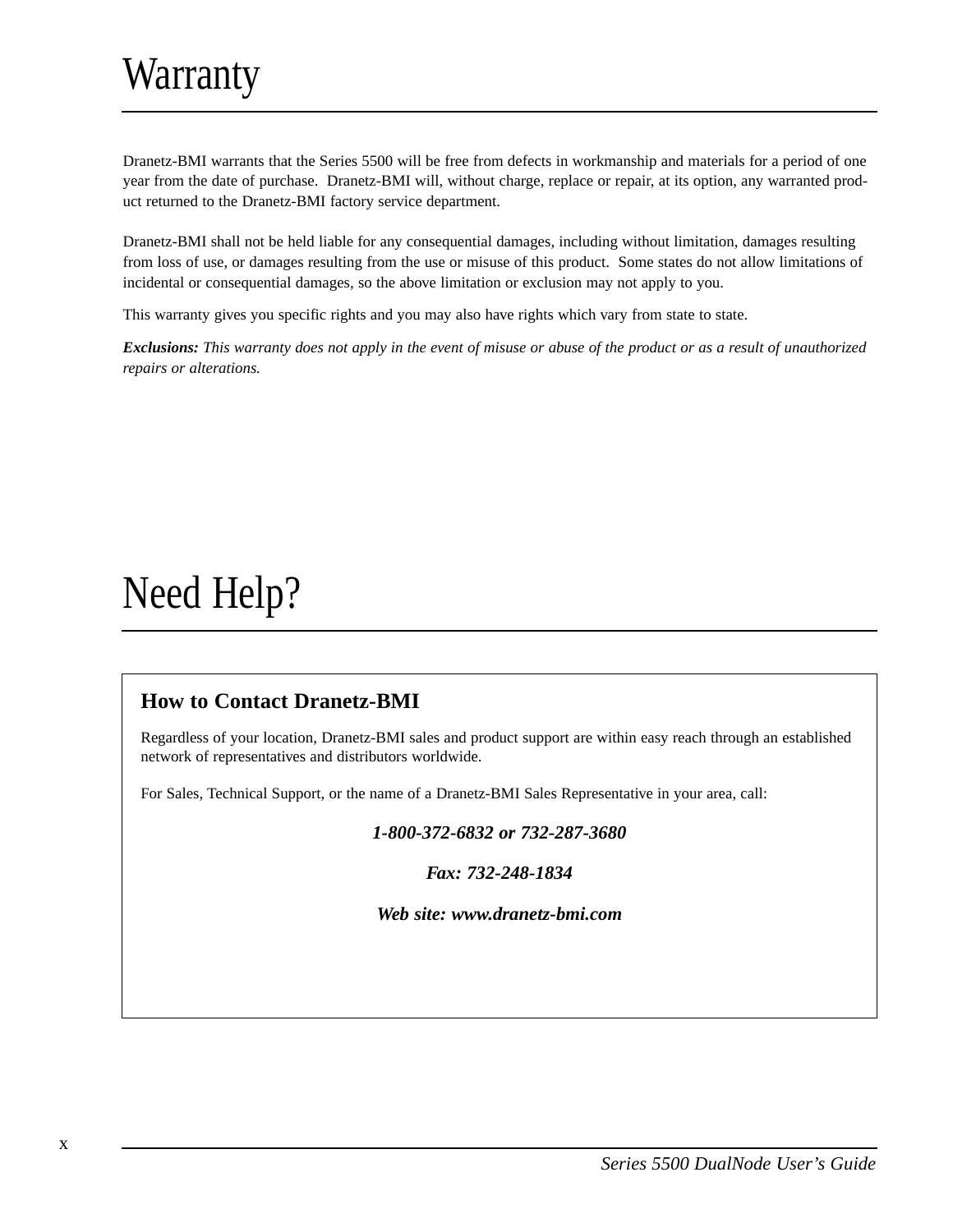# Warranty

Dranetz-BMI warrants that the Series 5500 will be free from defects in workmanship and materials for a period of one year from the date of purchase. Dranetz-BMI will, without charge, replace or repair, at its option, any warranted product returned to the Dranetz-BMI factory service department.

Dranetz-BMI shall not be held liable for any consequential damages, including without limitation, damages resulting from loss of use, or damages resulting from the use or misuse of this product. Some states do not allow limitations of incidental or consequential damages, so the above limitation or exclusion may not apply to you.

This warranty gives you specific rights and you may also have rights which vary from state to state.

***Exclusions:*** *This warranty does not apply in the event of misuse or abuse of the product or as a result of unauthorized repairs or alterations.*

# Need Help?

## How to Contact Dranetz-BMI

Regardless of your location, Dranetz-BMI sales and product support are within easy reach through an established network of representatives and distributors worldwide.

For Sales, Technical Support, or the name of a Dranetz-BMI Sales Representative in your area, call:

***1-800-372-6832 or 732-287-3680***

***Fax: 732-248-1834***

***Web site: www.dranetz-bmi.com***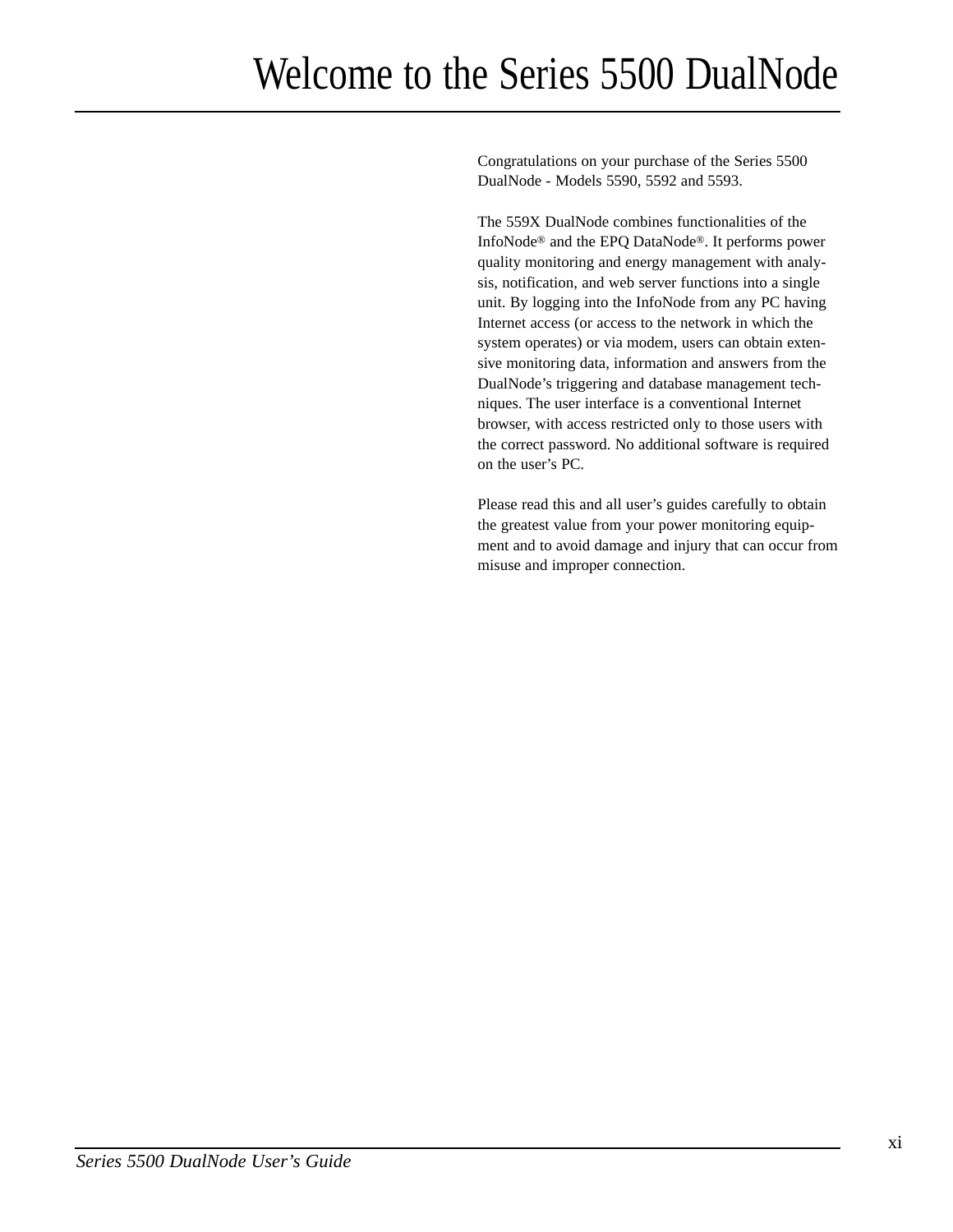# Welcome to the Series 5500 DualNode

Congratulations on your purchase of the Series 5500 DualNode - Models 5590, 5592 and 5593.

The 559X DualNode combines functionalities of the InfoNode® and the EPQ DataNode®. It performs power quality monitoring and energy management with analysis, notification, and web server functions into a single unit. By logging into the InfoNode from any PC having Internet access (or access to the network in which the system operates) or via modem, users can obtain extensive monitoring data, information and answers from the DualNode's triggering and database management techniques. The user interface is a conventional Internet browser, with access restricted only to those users with the correct password. No additional software is required on the user's PC.

Please read this and all user's guides carefully to obtain the greatest value from your power monitoring equipment and to avoid damage and injury that can occur from misuse and improper connection.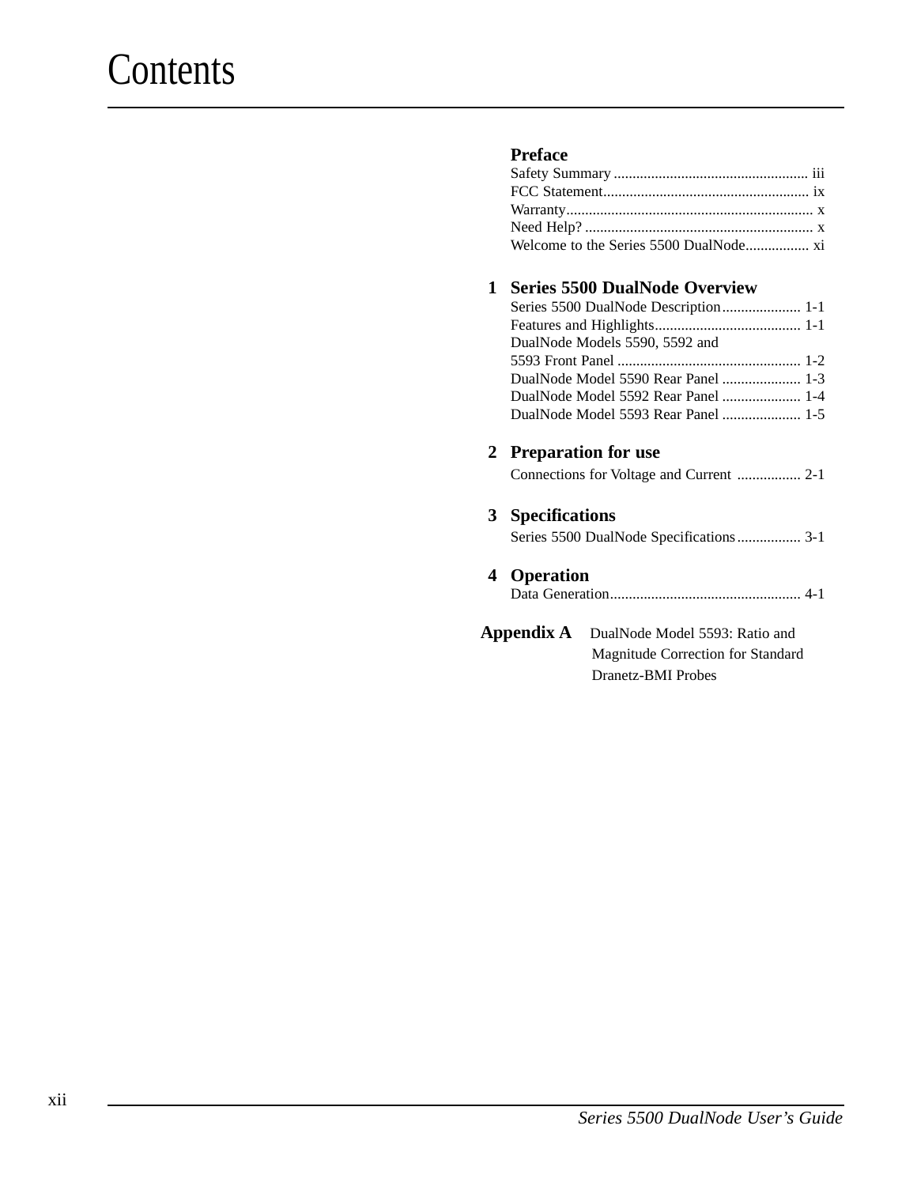# Contents

## Preface

Safety Summary .................................................... iii
FCC Statement....................................................... ix
Warranty.................................................................. x
Need Help? ............................................................. x
Welcome to the Series 5500 DualNode................. xi

## 1 Series 5500 DualNode Overview

Series 5500 DualNode Description..................... 1-1
Features and Highlights....................................... 1-1
DualNode Models 5590, 5592 and
5593 Front Panel ................................................. 1-2
DualNode Model 5590 Rear Panel ..................... 1-3
DualNode Model 5592 Rear Panel ..................... 1-4
DualNode Model 5593 Rear Panel ..................... 1-5

## 2 Preparation for use

Connections for Voltage and Current ................. 2-1

## 3 Specifications

Series 5500 DualNode Specifications................. 3-1

## 4 Operation

Data Generation................................................... 4-1

## Appendix A

DualNode Model 5593: Ratio and Magnitude Correction for Standard Dranetz-BMI Probes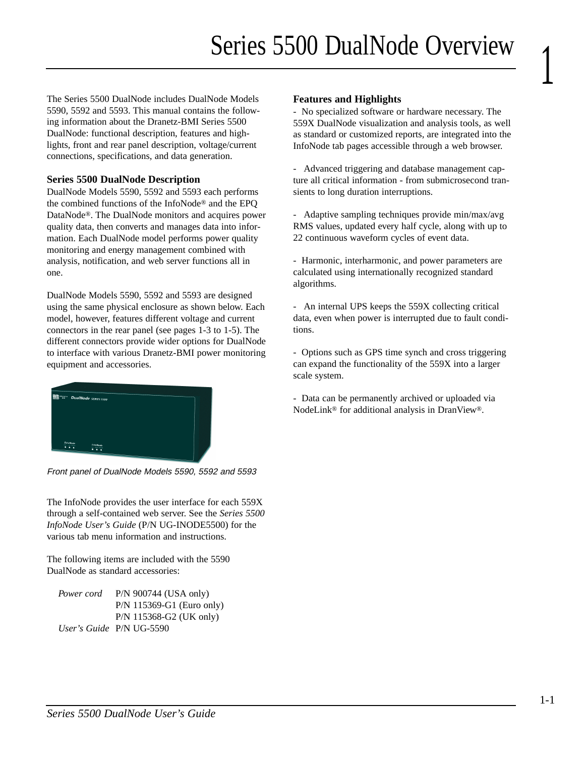# Series 5500 DualNode Overview

The Series 5500 DualNode includes DualNode Models 5590, 5592 and 5593. This manual contains the following information about the Dranetz-BMI Series 5500 DualNode: functional description, features and highlights, front and rear panel description, voltage/current connections, specifications, and data generation.

### Series 5500 DualNode Description

DualNode Models 5590, 5592 and 5593 each performs the combined functions of the InfoNode® and the EPQ DataNode®. The DualNode monitors and acquires power quality data, then converts and manages data into information. Each DualNode model performs power quality monitoring and energy management combined with analysis, notification, and web server functions all in one.

DualNode Models 5590, 5592 and 5593 are designed using the same physical enclosure as shown below. Each model, however, features different voltage and current connectors in the rear panel (see pages 1-3 to 1-5). The different connectors provide wider options for DualNode to interface with various Dranetz-BMI power monitoring equipment and accessories.

*Front panel of DualNode Models 5590, 5592 and 5593*

The InfoNode provides the user interface for each 559X through a self-contained web server. See the *Series 5500 InfoNode User's Guide* (P/N UG-INODE5500) for the various tab menu information and instructions.

The following items are included with the 5590 DualNode as standard accessories:

| | |
|---|---|
| *Power cord* | P/N 900744 (USA only) |
| | P/N 115369-G1 (Euro only) |
| | P/N 115368-G2 (UK only) |
| *User's Guide* | P/N UG-5590 |

### Features and Highlights

- No specialized software or hardware necessary. The 559X DualNode visualization and analysis tools, as well as standard or customized reports, are integrated into the InfoNode tab pages accessible through a web browser.

- Advanced triggering and database management capture all critical information - from submicrosecond transients to long duration interruptions.

- Adaptive sampling techniques provide min/max/avg RMS values, updated every half cycle, along with up to 22 continuous waveform cycles of event data.

- Harmonic, interharmonic, and power parameters are calculated using internationally recognized standard algorithms.

- An internal UPS keeps the 559X collecting critical data, even when power is interrupted due to fault conditions.

- Options such as GPS time synch and cross triggering can expand the functionality of the 559X into a larger scale system.

- Data can be permanently archived or uploaded via NodeLink® for additional analysis in DranView®.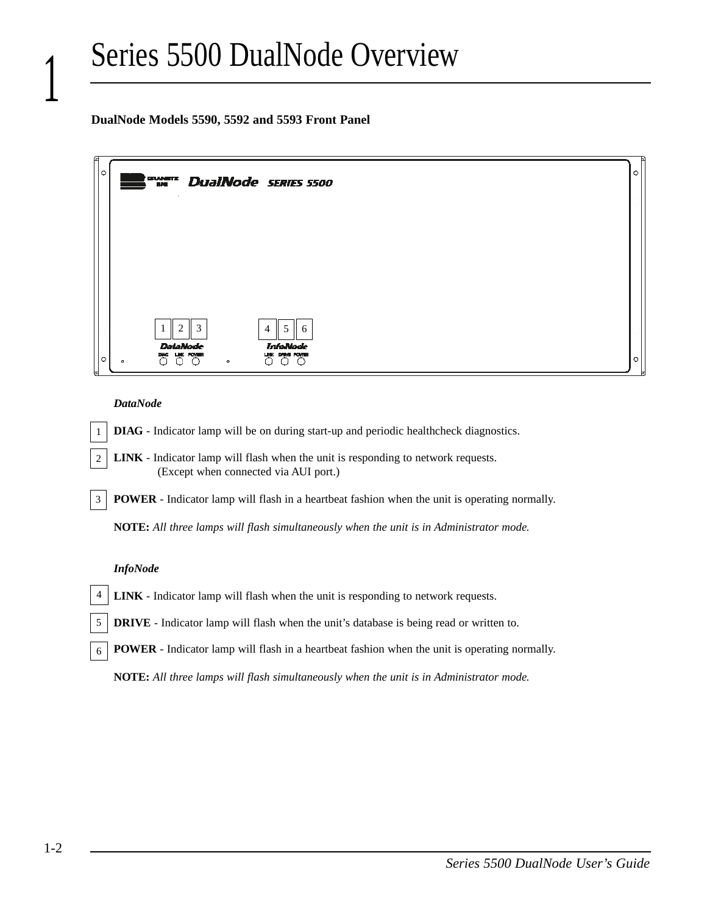# 1 Series 5500 DualNode Overview

**DualNode Models 5590, 5592 and 5593 Front Panel**

***DataNode***

1 **DIAG** - Indicator lamp will be on during start-up and periodic healthcheck diagnostics.

2 **LINK** - Indicator lamp will flash when the unit is responding to network requests. (Except when connected via AUI port.)

3 **POWER** - Indicator lamp will flash in a heartbeat fashion when the unit is operating normally.

**NOTE:** *All three lamps will flash simultaneously when the unit is in Administrator mode.*

***InfoNode***

4 **LINK** - Indicator lamp will flash when the unit is responding to network requests.

5 **DRIVE** - Indicator lamp will flash when the unit's database is being read or written to.

6 **POWER** - Indicator lamp will flash in a heartbeat fashion when the unit is operating normally.

**NOTE:** *All three lamps will flash simultaneously when the unit is in Administrator mode.*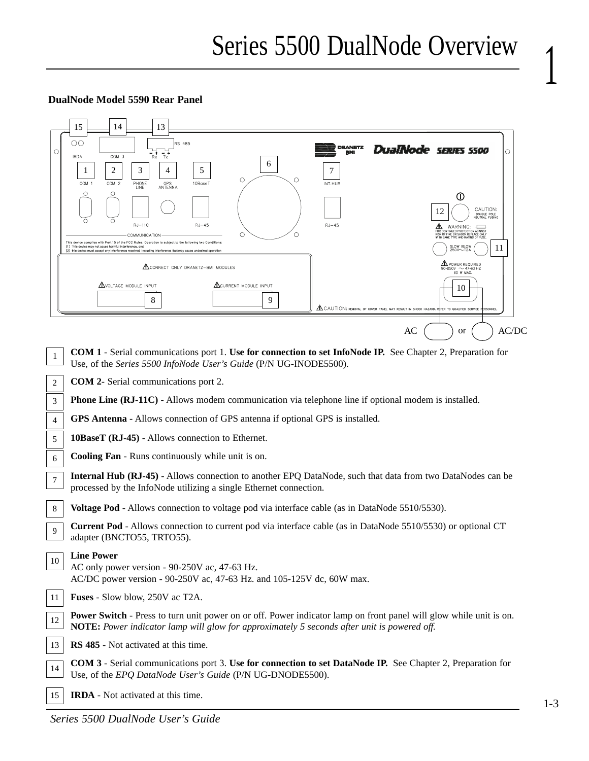# Series 5500 DualNode Overview

## DualNode Model 5590 Rear Panel

1. **COM 1** - Serial communications port 1. **Use for connection to set InfoNode IP.** See Chapter 2, Preparation for Use, of the *Series 5500 InfoNode User's Guide* (P/N UG-INODE5500).
2. **COM 2**- Serial communications port 2.
3. **Phone Line (RJ-11C)** - Allows modem communication via telephone line if optional modem is installed.
4. **GPS Antenna** - Allows connection of GPS antenna if optional GPS is installed.
5. **10BaseT (RJ-45)** - Allows connection to Ethernet.
6. **Cooling Fan** - Runs continuously while unit is on.
7. **Internal Hub (RJ-45)** - Allows connection to another EPQ DataNode, such that data from two DataNodes can be processed by the InfoNode utilizing a single Ethernet connection.
8. **Voltage Pod** - Allows connection to voltage pod via interface cable (as in DataNode 5510/5530).
9. **Current Pod** - Allows connection to current pod via interface cable (as in DataNode 5510/5530) or optional CT adapter (BNCTO55, TRTO55).
10. **Line Power**
    AC only power version - 90-250V ac, 47-63 Hz.
    AC/DC power version - 90-250V ac, 47-63 Hz. and 105-125V dc, 60W max.
11. **Fuses** - Slow blow, 250V ac T2A.
12. **Power Switch** - Press to turn unit power on or off. Power indicator lamp on front panel will glow while unit is on.
    **NOTE:** *Power indicator lamp will glow for approximately 5 seconds after unit is powered off.*
13. **RS 485** - Not activated at this time.
14. **COM 3** - Serial communications port 3. **Use for connection to set DataNode IP.** See Chapter 2, Preparation for Use, of the *EPQ DataNode User's Guide* (P/N UG-DNODE5500).
15. **IRDA** - Not activated at this time.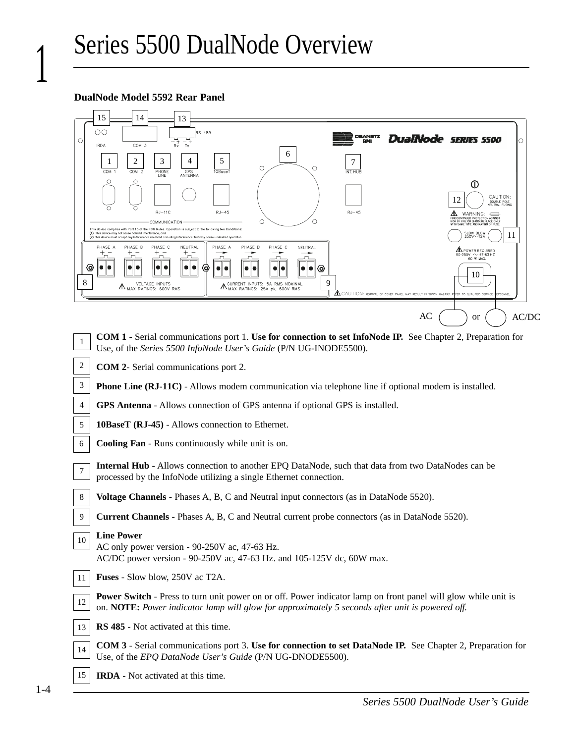# 1 Series 5500 DualNode Overview

**DualNode Model 5592 Rear Panel**

| | |
|---|---|
| 1 | **COM 1** - Serial communications port 1. **Use for connection to set InfoNode IP.** See Chapter 2, Preparation for Use, of the *Series 5500 InfoNode User's Guide* (P/N UG-INODE5500). |
| 2 | **COM 2**- Serial communications port 2. |
| 3 | **Phone Line (RJ-11C)** - Allows modem communication via telephone line if optional modem is installed. |
| 4 | **GPS Antenna** - Allows connection of GPS antenna if optional GPS is installed. |
| 5 | **10BaseT (RJ-45)** - Allows connection to Ethernet. |
| 6 | **Cooling Fan** - Runs continuously while unit is on. |
| 7 | **Internal Hub** - Allows connection to another EPQ DataNode, such that data from two DataNodes can be processed by the InfoNode utilizing a single Ethernet connection. |
| 8 | **Voltage Channels** - Phases A, B, C and Neutral input connectors (as in DataNode 5520). |
| 9 | **Current Channels** - Phases A, B, C and Neutral current probe connectors (as in DataNode 5520). |
| 10 | **Line Power**<br>AC only power version - 90-250V ac, 47-63 Hz.<br>AC/DC power version - 90-250V ac, 47-63 Hz. and 105-125V dc, 60W max. |
| 11 | **Fuses** - Slow blow, 250V ac T2A. |
| 12 | **Power Switch** - Press to turn unit power on or off. Power indicator lamp on front panel will glow while unit is on. **NOTE:** *Power indicator lamp will glow for approximately 5 seconds after unit is powered off.* |
| 13 | **RS 485** - Not activated at this time. |
| 14 | **COM 3** - Serial communications port 3. **Use for connection to set DataNode IP.** See Chapter 2, Preparation for Use, of the *EPQ DataNode User's Guide* (P/N UG-DNODE5500). |
| 15 | **IRDA** - Not activated at this time. |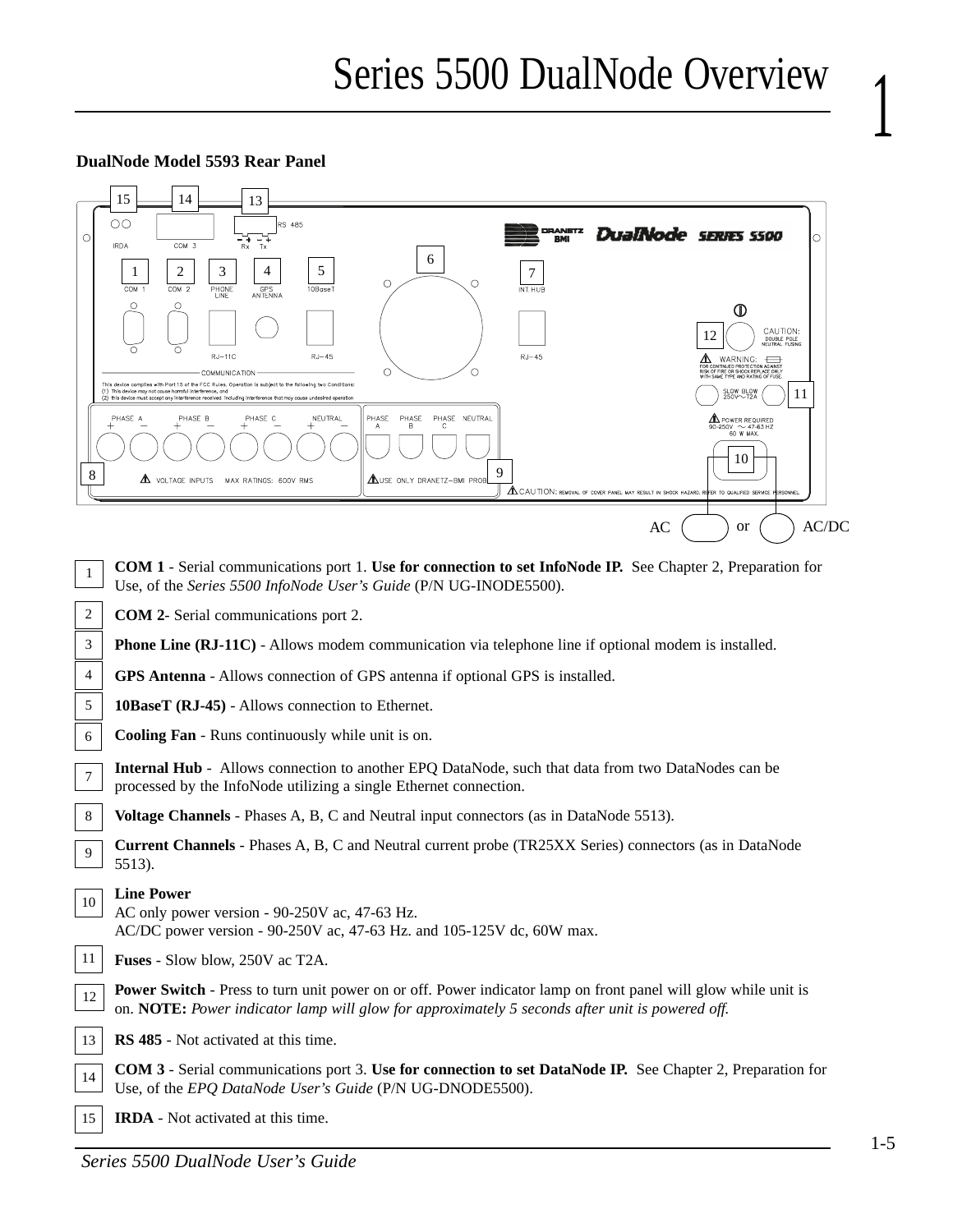# Series 5500 DualNode Overview

**DualNode Model 5593 Rear Panel**

1. **COM 1** - Serial communications port 1. **Use for connection to set InfoNode IP.** See Chapter 2, Preparation for Use, of the *Series 5500 InfoNode User's Guide* (P/N UG-INODE5500).
2. **COM 2**- Serial communications port 2.
3. **Phone Line (RJ-11C)** - Allows modem communication via telephone line if optional modem is installed.
4. **GPS Antenna** - Allows connection of GPS antenna if optional GPS is installed.
5. **10BaseT (RJ-45)** - Allows connection to Ethernet.
6. **Cooling Fan** - Runs continuously while unit is on.
7. **Internal Hub** - Allows connection to another EPQ DataNode, such that data from two DataNodes can be processed by the InfoNode utilizing a single Ethernet connection.
8. **Voltage Channels** - Phases A, B, C and Neutral input connectors (as in DataNode 5513).
9. **Current Channels** - Phases A, B, C and Neutral current probe (TR25XX Series) connectors (as in DataNode 5513).
10. **Line Power**
    AC only power version - 90-250V ac, 47-63 Hz.
    AC/DC power version - 90-250V ac, 47-63 Hz. and 105-125V dc, 60W max.
11. **Fuses** - Slow blow, 250V ac T2A.
12. **Power Switch** - Press to turn unit power on or off. Power indicator lamp on front panel will glow while unit is on. **NOTE:** *Power indicator lamp will glow for approximately 5 seconds after unit is powered off.*
13. **RS 485** - Not activated at this time.
14. **COM 3** - Serial communications port 3. **Use for connection to set DataNode IP.** See Chapter 2, Preparation for Use, of the *EPQ DataNode User's Guide* (P/N UG-DNODE5500).
15. **IRDA** - Not activated at this time.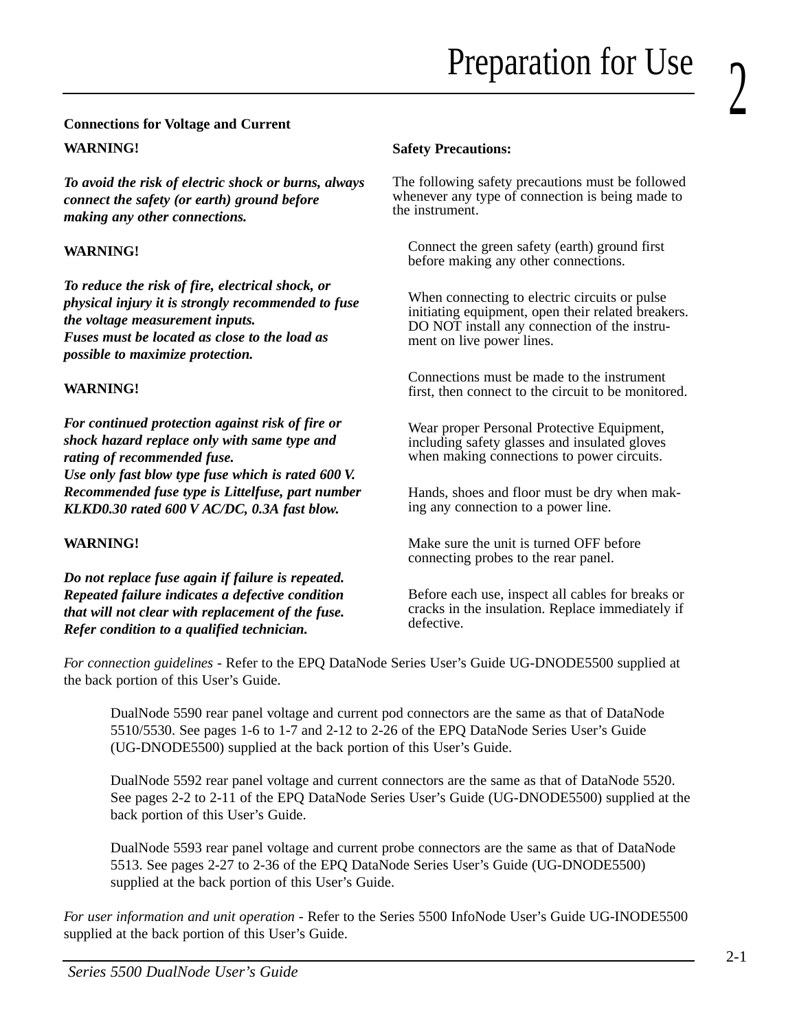# Preparation for Use

**Connections for Voltage and Current**

**WARNING!**

***To avoid the risk of electric shock or burns, always connect the safety (or earth) ground before making any other connections.***

**WARNING!**

***To reduce the risk of fire, electrical shock, or physical injury it is strongly recommended to fuse the voltage measurement inputs.***
***Fuses must be located as close to the load as possible to maximize protection.***

**WARNING!**

***For continued protection against risk of fire or shock hazard replace only with same type and rating of recommended fuse.***
***Use only fast blow type fuse which is rated 600 V. Recommended fuse type is Littelfuse, part number KLKD0.30 rated 600 V AC/DC, 0.3A fast blow.***

**WARNING!**

***Do not replace fuse again if failure is repeated. Repeated failure indicates a defective condition that will not clear with replacement of the fuse. Refer condition to a qualified technician.***

**Safety Precautions:**

The following safety precautions must be followed whenever any type of connection is being made to the instrument.

Connect the green safety (earth) ground first before making any other connections.

When connecting to electric circuits or pulse initiating equipment, open their related breakers. DO NOT install any connection of the instrument on live power lines.

Connections must be made to the instrument first, then connect to the circuit to be monitored.

Wear proper Personal Protective Equipment, including safety glasses and insulated gloves when making connections to power circuits.

Hands, shoes and floor must be dry when making any connection to a power line.

Make sure the unit is turned OFF before connecting probes to the rear panel.

Before each use, inspect all cables for breaks or cracks in the insulation. Replace immediately if defective.

*For connection guidelines* - Refer to the EPQ DataNode Series User's Guide UG-DNODE5500 supplied at the back portion of this User's Guide.

> DualNode 5590 rear panel voltage and current pod connectors are the same as that of DataNode 5510/5530. See pages 1-6 to 1-7 and 2-12 to 2-26 of the EPQ DataNode Series User's Guide (UG-DNODE5500) supplied at the back portion of this User's Guide.
>
> DualNode 5592 rear panel voltage and current connectors are the same as that of DataNode 5520. See pages 2-2 to 2-11 of the EPQ DataNode Series User's Guide (UG-DNODE5500) supplied at the back portion of this User's Guide.
>
> DualNode 5593 rear panel voltage and current probe connectors are the same as that of DataNode 5513. See pages 2-27 to 2-36 of the EPQ DataNode Series User's Guide (UG-DNODE5500) supplied at the back portion of this User's Guide.

*For user information and unit operation* - Refer to the Series 5500 InfoNode User's Guide UG-INODE5500 supplied at the back portion of this User's Guide.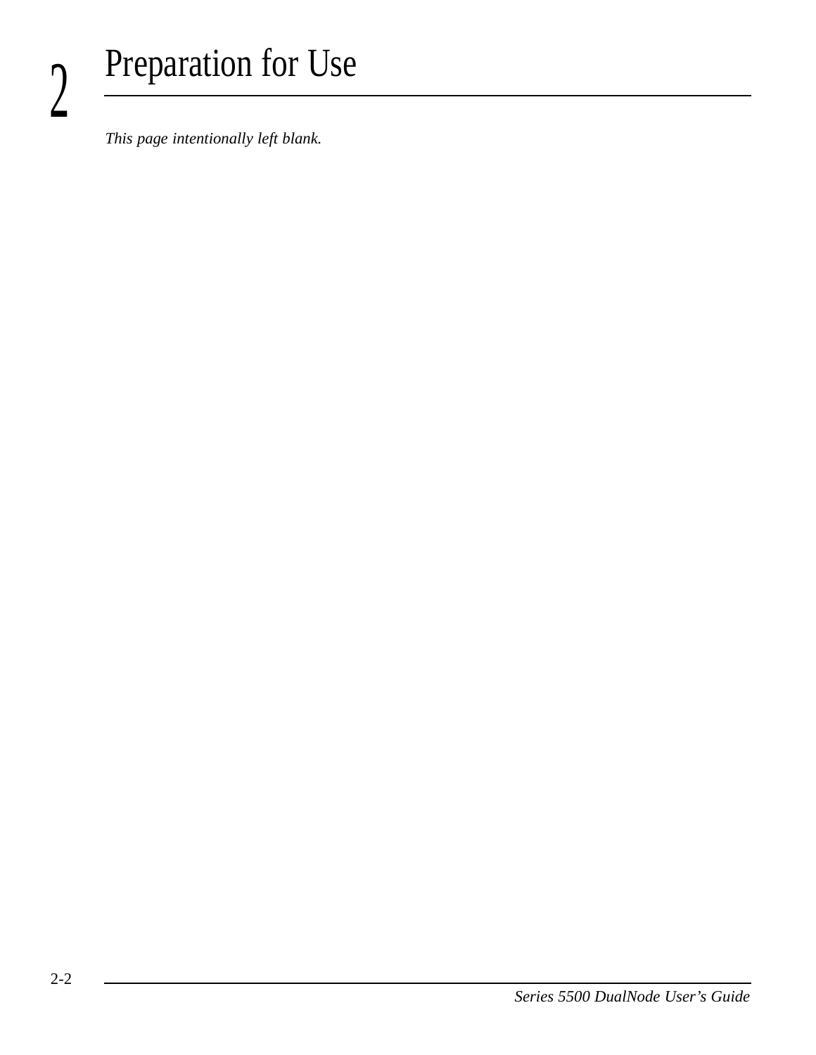# 2 Preparation for Use

*This page intentionally left blank.*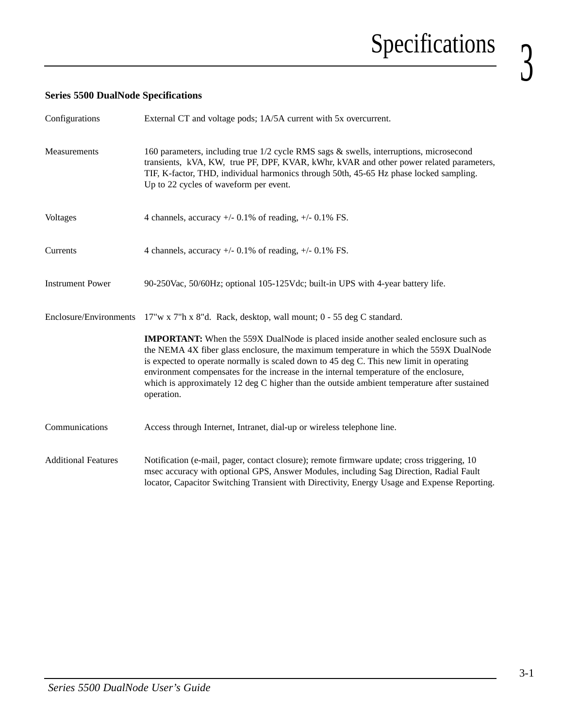# Specifications

## 3

### Series 5500 DualNode Specifications

| | |
|---|---|
| Configurations | External CT and voltage pods; 1A/5A current with 5x overcurrent. |
| Measurements | 160 parameters, including true 1/2 cycle RMS sags & swells, interruptions, microsecond transients, kVA, KW, true PF, DPF, KVAR, kWhr, kVAR and other power related parameters, TIF, K-factor, THD, individual harmonics through 50th, 45-65 Hz phase locked sampling. Up to 22 cycles of waveform per event. |
| Voltages | 4 channels, accuracy +/- 0.1% of reading, +/- 0.1% FS. |
| Currents | 4 channels, accuracy +/- 0.1% of reading, +/- 0.1% FS. |
| Instrument Power | 90-250Vac, 50/60Hz; optional 105-125Vdc; built-in UPS with 4-year battery life. |
| Enclosure/Environments | 17"w x 7"h x 8"d. Rack, desktop, wall mount; 0 - 55 deg C standard.<br><br>**IMPORTANT:** When the 559X DualNode is placed inside another sealed enclosure such as the NEMA 4X fiber glass enclosure, the maximum temperature in which the 559X DualNode is expected to operate normally is scaled down to 45 deg C. This new limit in operating environment compensates for the increase in the internal temperature of the enclosure, which is approximately 12 deg C higher than the outside ambient temperature after sustained operation. |
| Communications | Access through Internet, Intranet, dial-up or wireless telephone line. |
| Additional Features | Notification (e-mail, pager, contact closure); remote firmware update; cross triggering, 10 msec accuracy with optional GPS, Answer Modules, including Sag Direction, Radial Fault locator, Capacitor Switching Transient with Directivity, Energy Usage and Expense Reporting. |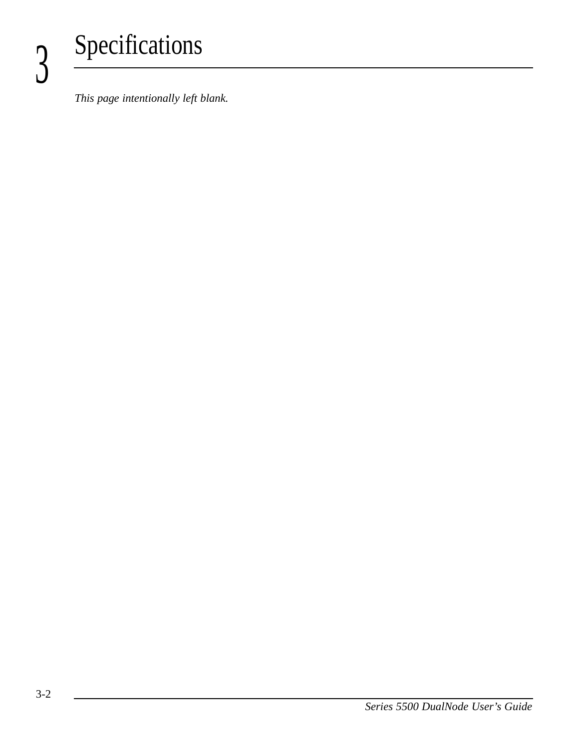# 3 Specifications

*This page intentionally left blank.*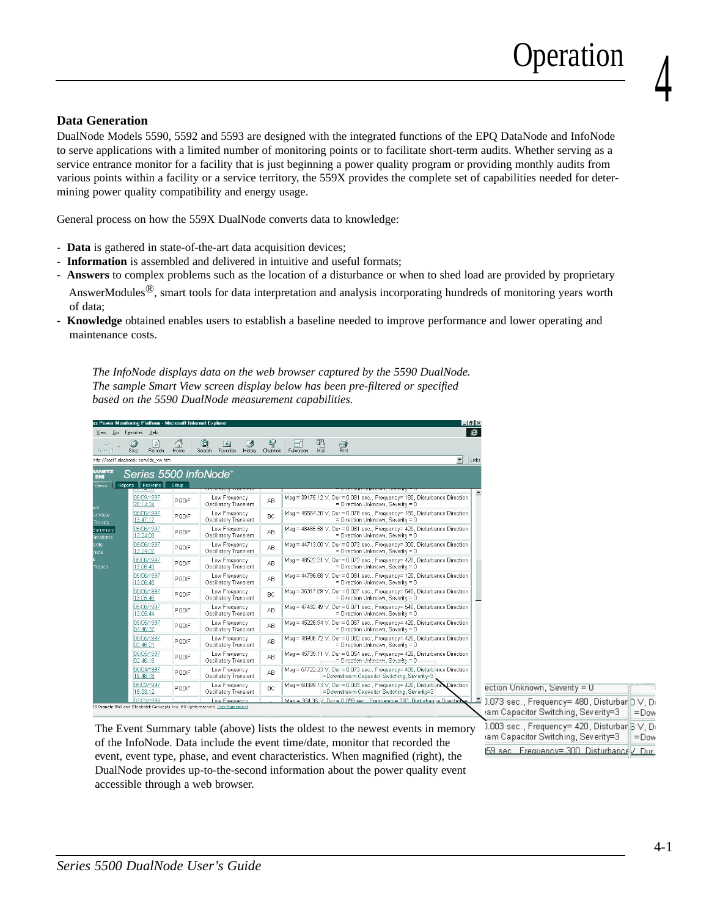# Operation

## 4

### Data Generation

DualNode Models 5590, 5592 and 5593 are designed with the integrated functions of the EPQ DataNode and InfoNode to serve applications with a limited number of monitoring points or to facilitate short-term audits. Whether serving as a service entrance monitor for a facility that is just beginning a power quality program or providing monthly audits from various points within a facility or a service territory, the 559X provides the complete set of capabilities needed for determining power quality compatibility and energy usage.

General process on how the 559X DualNode converts data to knowledge:

- **Data** is gathered in state-of-the-art data acquisition devices;
- **Information** is assembled and delivered in intuitive and useful formats;
- **Answers** to complex problems such as the location of a disturbance or when to shed load are provided by proprietary AnswerModules®, smart tools for data interpretation and analysis incorporating hundreds of monitoring years worth of data;
- **Knowledge** obtained enables users to establish a baseline needed to improve performance and lower operating and maintenance costs.

*The InfoNode displays data on the web browser captured by the 5590 DualNode. The sample Smart View screen display below has been pre-filtered or specified based on the 5590 DualNode measurement capabilities.*

The Event Summary table (above) lists the oldest to the newest events in memory of the InfoNode. Data include the event time/date, monitor that recorded the event, event type, phase, and event characteristics. When magnified (right), the DualNode provides up-to-the-second information about the power quality event accessible through a web browser.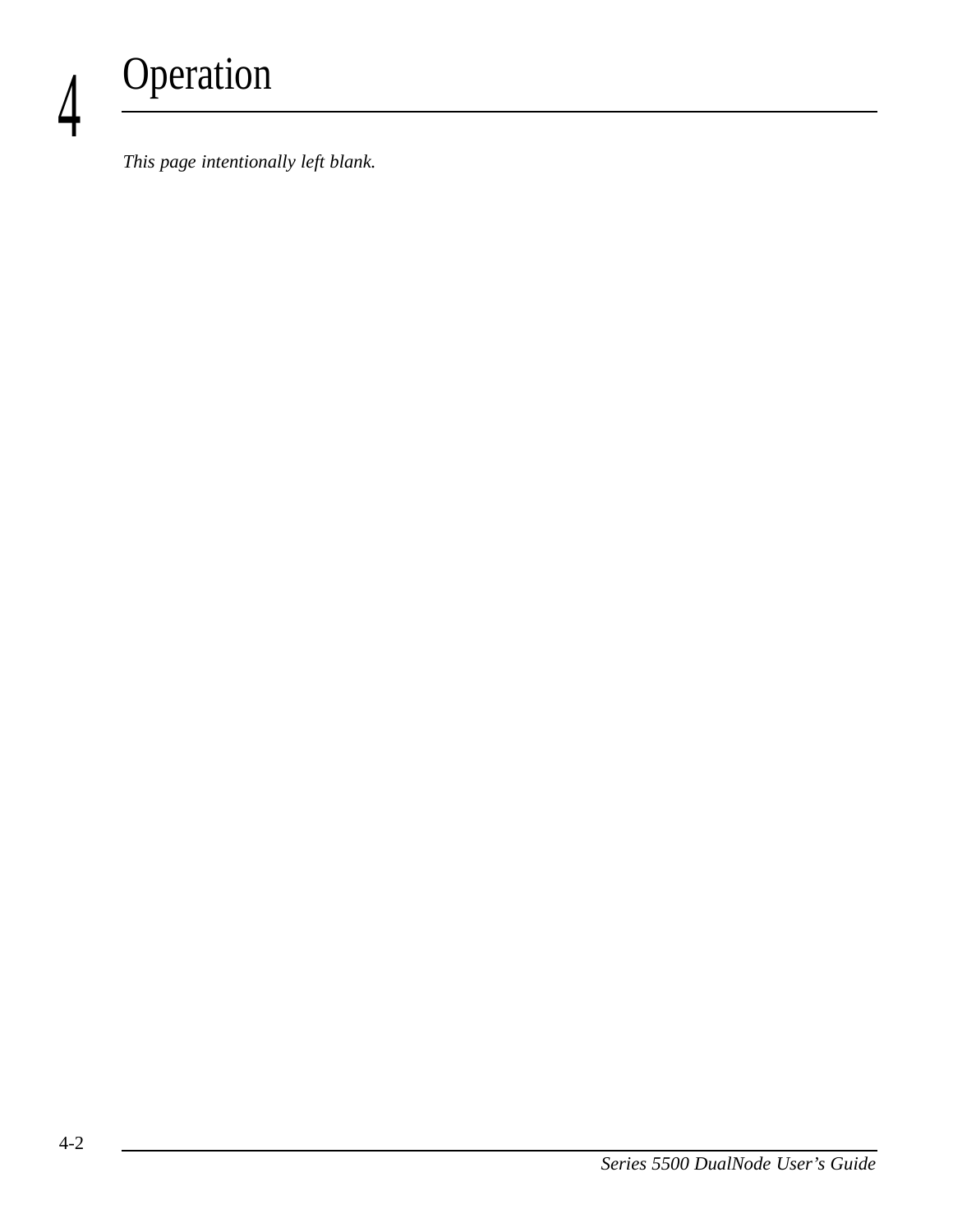# 4 Operation

*This page intentionally left blank.*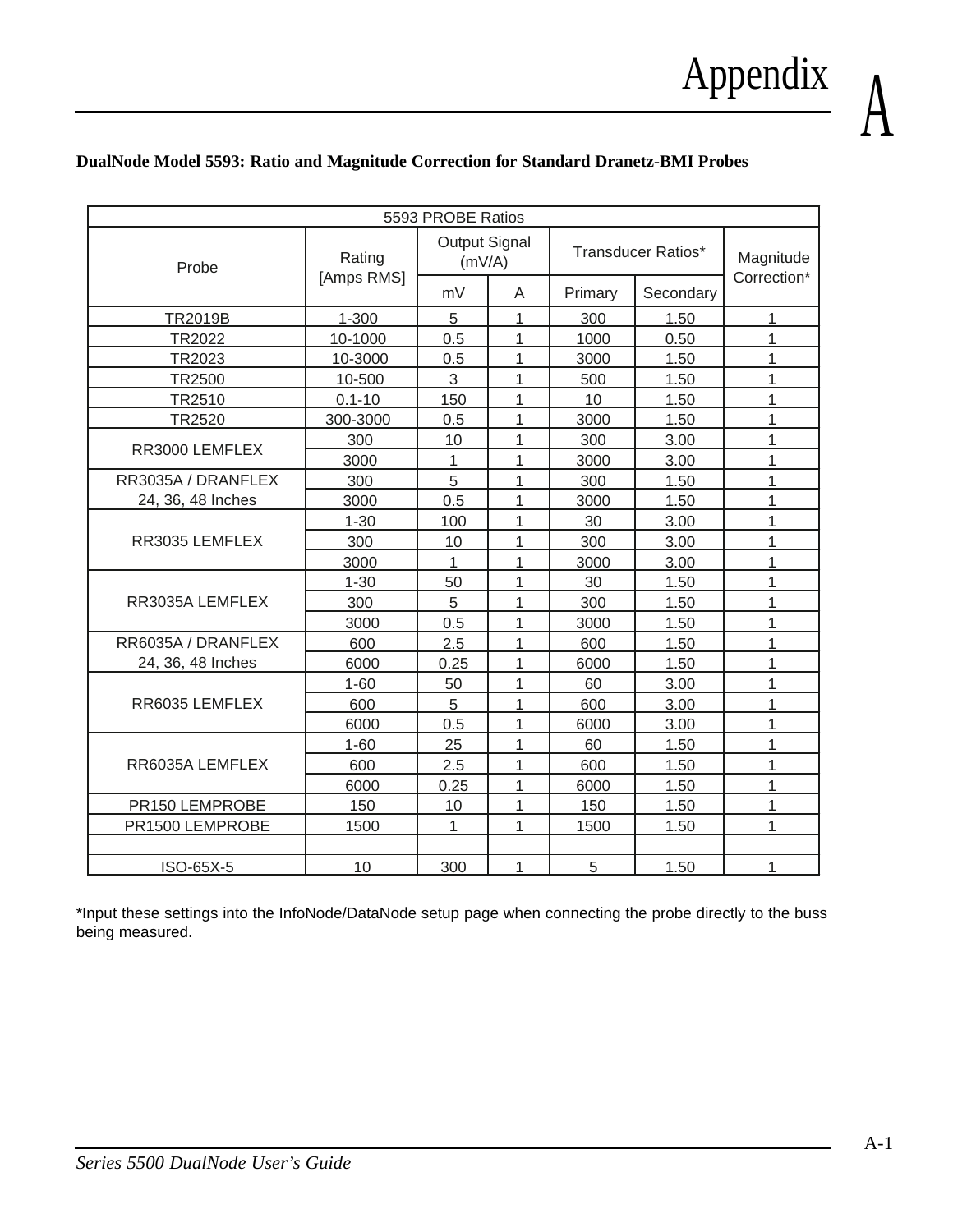# Appendix A

**DualNode Model 5593: Ratio and Magnitude Correction for Standard Dranetz-BMI Probes**

| 5593 PROBE Ratios | | | | | | |
|---|---|---|---|---|---|---|
| Probe | Rating [Amps RMS] | Output Signal (mV/A) | | Transducer Ratios* | | Magnitude Correction* |
| | | mV | A | Primary | Secondary | |
| TR2019B | 1-300 | 5 | 1 | 300 | 1.50 | 1 |
| TR2022 | 10-1000 | 0.5 | 1 | 1000 | 0.50 | 1 |
| TR2023 | 10-3000 | 0.5 | 1 | 3000 | 1.50 | 1 |
| TR2500 | 10-500 | 3 | 1 | 500 | 1.50 | 1 |
| TR2510 | 0.1-10 | 150 | 1 | 10 | 1.50 | 1 |
| TR2520 | 300-3000 | 0.5 | 1 | 3000 | 1.50 | 1 |
| RR3000 LEMFLEX | 300 | 10 | 1 | 300 | 3.00 | 1 |
| | 3000 | 1 | 1 | 3000 | 3.00 | 1 |
| RR3035A / DRANFLEX 24, 36, 48 Inches | 300 | 5 | 1 | 300 | 1.50 | 1 |
| | 3000 | 0.5 | 1 | 3000 | 1.50 | 1 |
| RR3035 LEMFLEX | 1-30 | 100 | 1 | 30 | 3.00 | 1 |
| | 300 | 10 | 1 | 300 | 3.00 | 1 |
| | 3000 | 1 | 1 | 3000 | 3.00 | 1 |
| RR3035A LEMFLEX | 1-30 | 50 | 1 | 30 | 1.50 | 1 |
| | 300 | 5 | 1 | 300 | 1.50 | 1 |
| | 3000 | 0.5 | 1 | 3000 | 1.50 | 1 |
| RR6035A / DRANFLEX 24, 36, 48 Inches | 600 | 2.5 | 1 | 600 | 1.50 | 1 |
| | 6000 | 0.25 | 1 | 6000 | 1.50 | 1 |
| RR6035 LEMFLEX | 1-60 | 50 | 1 | 60 | 3.00 | 1 |
| | 600 | 5 | 1 | 600 | 3.00 | 1 |
| | 6000 | 0.5 | 1 | 6000 | 3.00 | 1 |
| RR6035A LEMFLEX | 1-60 | 25 | 1 | 60 | 1.50 | 1 |
| | 600 | 2.5 | 1 | 600 | 1.50 | 1 |
| | 6000 | 0.25 | 1 | 6000 | 1.50 | 1 |
| PR150 LEMPROBE | 150 | 10 | 1 | 150 | 1.50 | 1 |
| PR1500 LEMPROBE | 1500 | 1 | 1 | 1500 | 1.50 | 1 |
| | | | | | | |
| ISO-65X-5 | 10 | 300 | 1 | 5 | 1.50 | 1 |

*Input these settings into the InfoNode/DataNode setup page when connecting the probe directly to the buss being measured.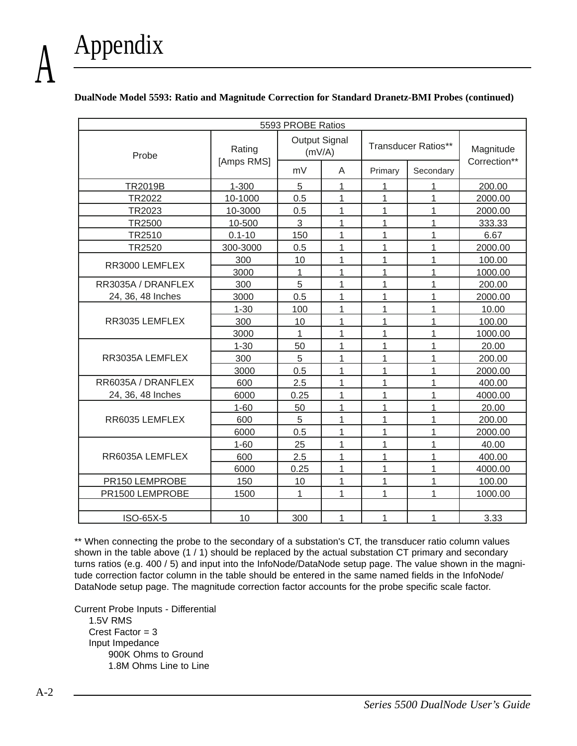# Appendix A

**DualNode Model 5593: Ratio and Magnitude Correction for Standard Dranetz-BMI Probes (continued)**

| 5593 PROBE Ratios | | | | | | |
|---|---|---|---|---|---|---|
| Probe | Rating [Amps RMS] | Output Signal (mV/A) | | Transducer Ratios** | | Magnitude Correction** |
| | | mV | A | Primary | Secondary | |
| TR2019B | 1-300 | 5 | 1 | 1 | 1 | 200.00 |
| TR2022 | 10-1000 | 0.5 | 1 | 1 | 1 | 2000.00 |
| TR2023 | 10-3000 | 0.5 | 1 | 1 | 1 | 2000.00 |
| TR2500 | 10-500 | 3 | 1 | 1 | 1 | 333.33 |
| TR2510 | 0.1-10 | 150 | 1 | 1 | 1 | 6.67 |
| TR2520 | 300-3000 | 0.5 | 1 | 1 | 1 | 2000.00 |
| RR3000 LEMFLEX | 300 | 10 | 1 | 1 | 1 | 100.00 |
| | 3000 | 1 | 1 | 1 | 1 | 1000.00 |
| RR3035A / DRANFLEX 24, 36, 48 Inches | 300 | 5 | 1 | 1 | 1 | 200.00 |
| | 3000 | 0.5 | 1 | 1 | 1 | 2000.00 |
| RR3035 LEMFLEX | 1-30 | 100 | 1 | 1 | 1 | 10.00 |
| | 300 | 10 | 1 | 1 | 1 | 100.00 |
| | 3000 | 1 | 1 | 1 | 1 | 1000.00 |
| RR3035A LEMFLEX | 1-30 | 50 | 1 | 1 | 1 | 20.00 |
| | 300 | 5 | 1 | 1 | 1 | 200.00 |
| | 3000 | 0.5 | 1 | 1 | 1 | 2000.00 |
| RR6035A / DRANFLEX 24, 36, 48 Inches | 600 | 2.5 | 1 | 1 | 1 | 400.00 |
| | 6000 | 0.25 | 1 | 1 | 1 | 4000.00 |
| RR6035 LEMFLEX | 1-60 | 50 | 1 | 1 | 1 | 20.00 |
| | 600 | 5 | 1 | 1 | 1 | 200.00 |
| | 6000 | 0.5 | 1 | 1 | 1 | 2000.00 |
| RR6035A LEMFLEX | 1-60 | 25 | 1 | 1 | 1 | 40.00 |
| | 600 | 2.5 | 1 | 1 | 1 | 400.00 |
| | 6000 | 0.25 | 1 | 1 | 1 | 4000.00 |
| PR150 LEMPROBE | 150 | 10 | 1 | 1 | 1 | 100.00 |
| PR1500 LEMPROBE | 1500 | 1 | 1 | 1 | 1 | 1000.00 |
| | | | | | | |
| ISO-65X-5 | 10 | 300 | 1 | 1 | 1 | 3.33 |

** When connecting the probe to the secondary of a substation's CT, the transducer ratio column values shown in the table above (1 / 1) should be replaced by the actual substation CT primary and secondary turns ratios (e.g. 400 / 5) and input into the InfoNode/DataNode setup page. The value shown in the magnitude correction factor column in the table should be entered in the same named fields in the InfoNode/DataNode setup page. The magnitude correction factor accounts for the probe specific scale factor.

Current Probe Inputs - Differential
- 1.5V RMS
- Crest Factor = 3
- Input Impedance
  - 900K Ohms to Ground
  - 1.8M Ohms Line to Line